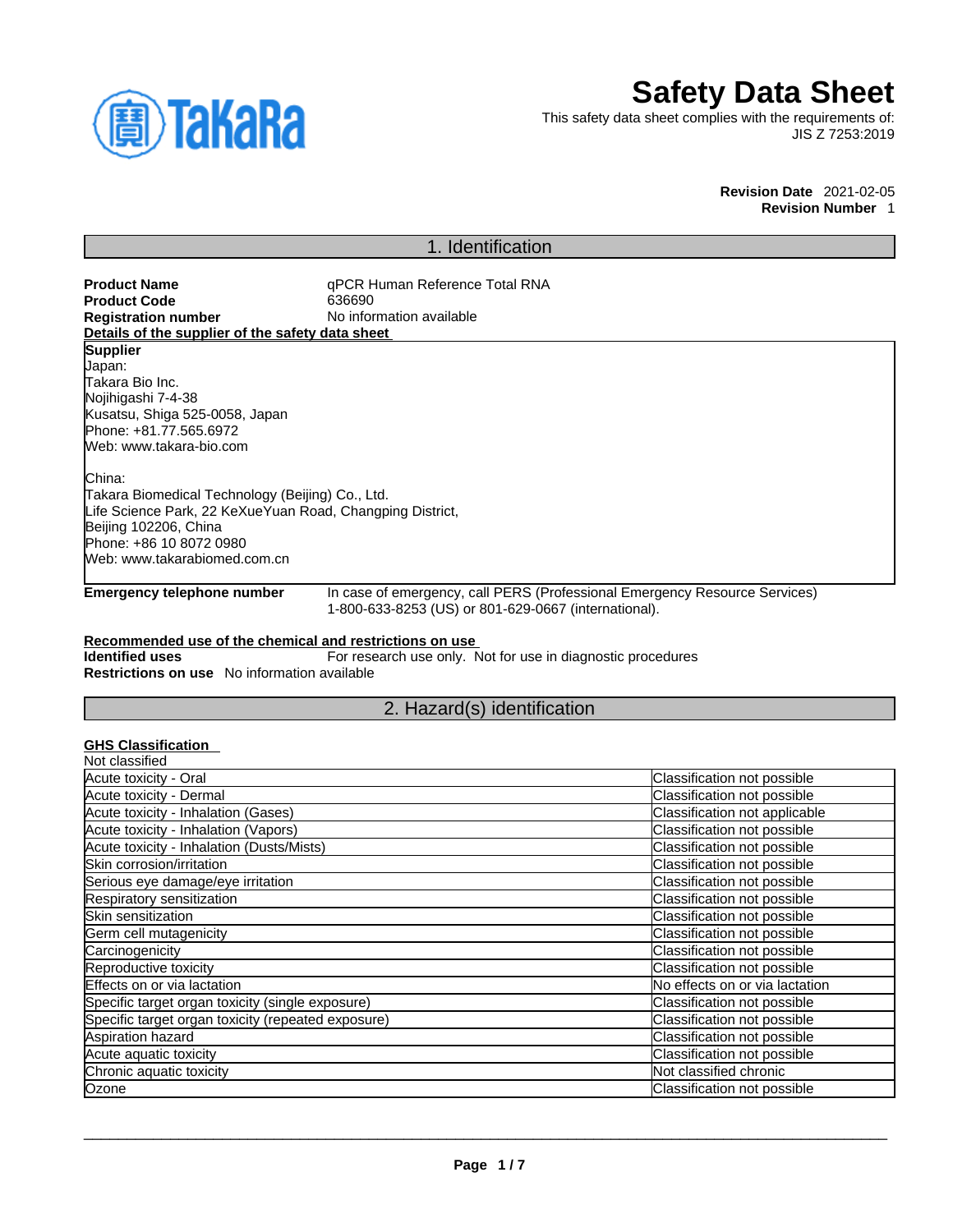# Safety Data Sheet

This safety data sheet complies with the requirements of:
JIS Z 7253:2019

**Revision Date** 2021-02-05
**Revision Number** 1

## 1. Identification

**Product Name** qPCR Human Reference Total RNA
**Product Code** 636690
**Registration number** No information available

**Details of the supplier of the safety data sheet**

**Supplier**
Japan:
Takara Bio Inc.
Nojihigashi 7-4-38
Kusatsu, Shiga 525-0058, Japan
Phone: +81.77.565.6972
Web: www.takara-bio.com

China:
Takara Biomedical Technology (Beijing) Co., Ltd.
Life Science Park, 22 KeXueYuan Road, Changping District,
Beijing 102206, China
Phone: +86 10 8072 0980
Web: www.takarabiomed.com.cn

**Emergency telephone number** In case of emergency, call PERS (Professional Emergency Resource Services) 1-800-633-8253 (US) or 801-629-0667 (international).

**Recommended use of the chemical and restrictions on use**
**Identified uses** For research use only. Not for use in diagnostic procedures
**Restrictions on use** No information available

## 2. Hazard(s) identification

**GHS Classification**
Not classified

| | |
|---|---|
| Acute toxicity - Oral | Classification not possible |
| Acute toxicity - Dermal | Classification not possible |
| Acute toxicity - Inhalation (Gases) | Classification not applicable |
| Acute toxicity - Inhalation (Vapors) | Classification not possible |
| Acute toxicity - Inhalation (Dusts/Mists) | Classification not possible |
| Skin corrosion/irritation | Classification not possible |
| Serious eye damage/eye irritation | Classification not possible |
| Respiratory sensitization | Classification not possible |
| Skin sensitization | Classification not possible |
| Germ cell mutagenicity | Classification not possible |
| Carcinogenicity | Classification not possible |
| Reproductive toxicity | Classification not possible |
| Effects on or via lactation | No effects on or via lactation |
| Specific target organ toxicity (single exposure) | Classification not possible |
| Specific target organ toxicity (repeated exposure) | Classification not possible |
| Aspiration hazard | Classification not possible |
| Acute aquatic toxicity | Classification not possible |
| Chronic aquatic toxicity | Not classified chronic |
| Ozone | Classification not possible |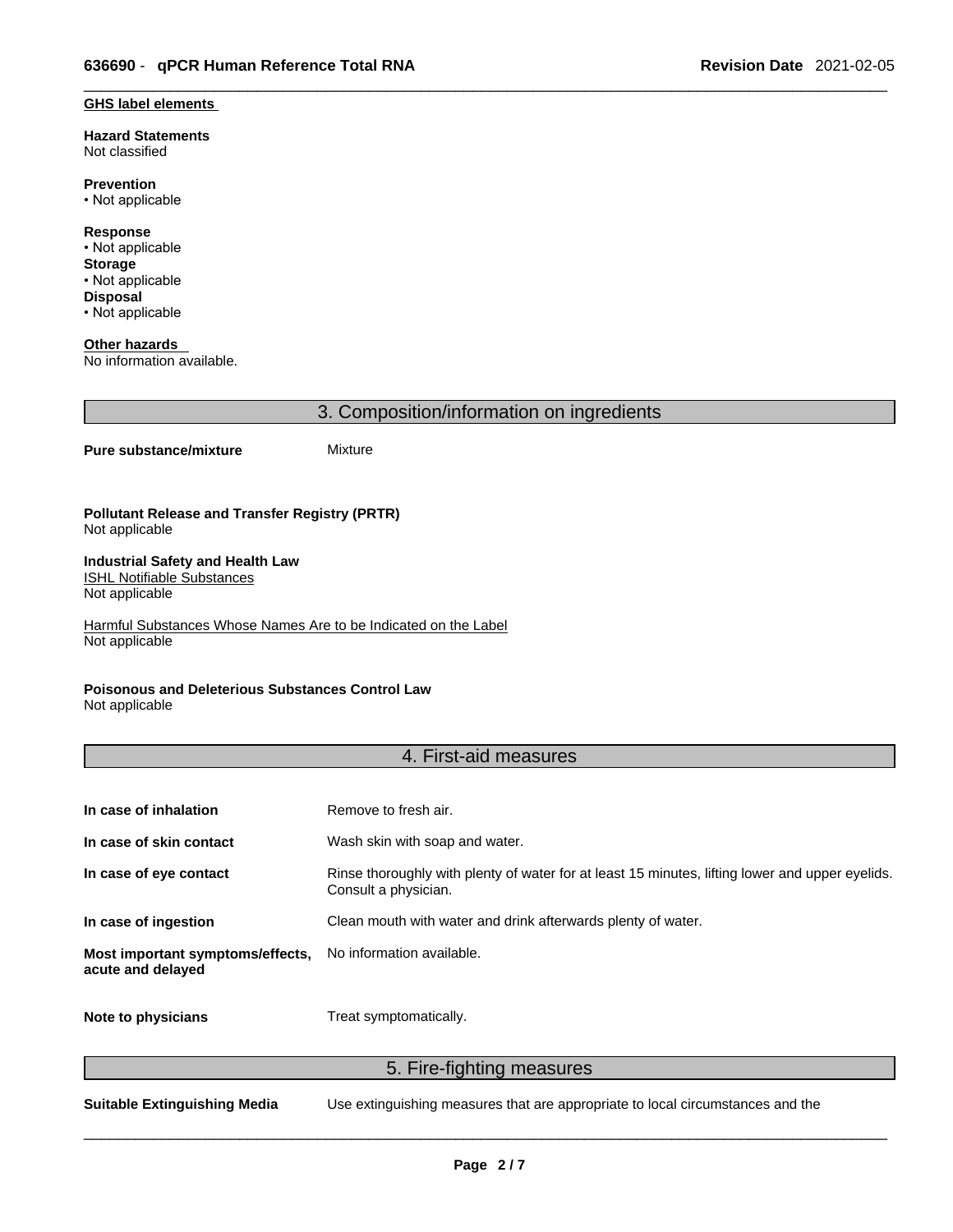**GHS label elements**

**Hazard Statements**
Not classified

**Prevention**
• Not applicable

**Response**
• Not applicable

**Storage**
• Not applicable

**Disposal**
• Not applicable

**Other hazards**
No information available.

## 3. Composition/information on ingredients

**Pure substance/mixture** Mixture

**Pollutant Release and Transfer Registry (PRTR)**
Not applicable

**Industrial Safety and Health Law**
ISHL Notifiable Substances
Not applicable

Harmful Substances Whose Names Are to be Indicated on the Label
Not applicable

**Poisonous and Deleterious Substances Control Law**
Not applicable

## 4. First-aid measures

| | |
|---|---|
| **In case of inhalation** | Remove to fresh air. |
| **In case of skin contact** | Wash skin with soap and water. |
| **In case of eye contact** | Rinse thoroughly with plenty of water for at least 15 minutes, lifting lower and upper eyelids. Consult a physician. |
| **In case of ingestion** | Clean mouth with water and drink afterwards plenty of water. |
| **Most important symptoms/effects, acute and delayed** | No information available. |
| **Note to physicians** | Treat symptomatically. |

## 5. Fire-fighting measures

**Suitable Extinguishing Media** Use extinguishing measures that are appropriate to local circumstances and the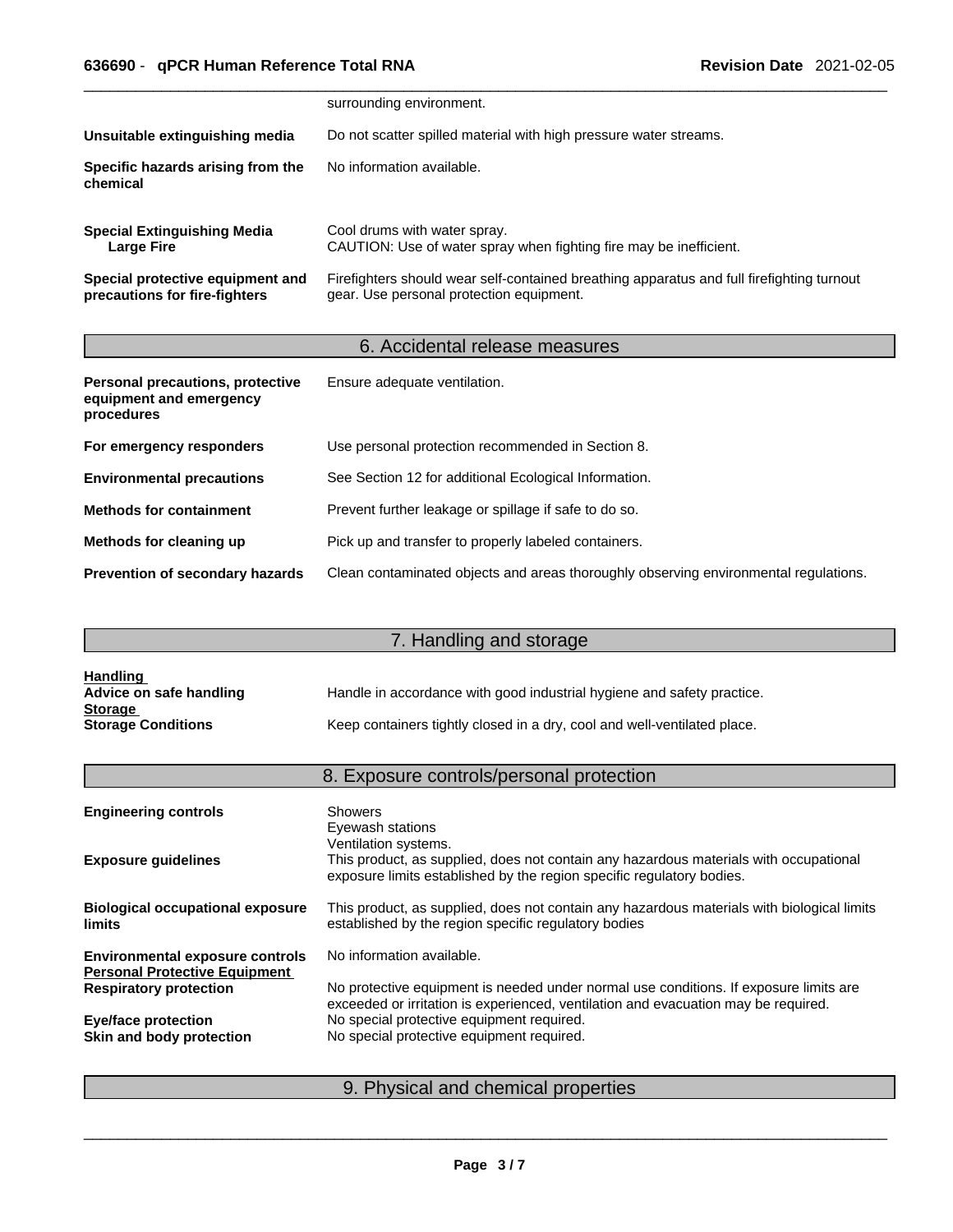| | |
|---|---|
| | surrounding environment. |
| **Unsuitable extinguishing media** | Do not scatter spilled material with high pressure water streams. |
| **Specific hazards arising from the chemical** | No information available. |
| **Special Extinguishing Media**<br>**Large Fire** | Cool drums with water spray.<br>CAUTION: Use of water spray when fighting fire may be inefficient. |
| **Special protective equipment and precautions for fire-fighters** | Firefighters should wear self-contained breathing apparatus and full firefighting turnout gear. Use personal protection equipment. |

## 6. Accidental release measures

| | |
|---|---|
| **Personal precautions, protective equipment and emergency procedures** | Ensure adequate ventilation. |
| **For emergency responders** | Use personal protection recommended in Section 8. |
| **Environmental precautions** | See Section 12 for additional Ecological Information. |
| **Methods for containment** | Prevent further leakage or spillage if safe to do so. |
| **Methods for cleaning up** | Pick up and transfer to properly labeled containers. |
| **Prevention of secondary hazards** | Clean contaminated objects and areas thoroughly observing environmental regulations. |

## 7. Handling and storage

**Handling**

| | |
|---|---|
| **Advice on safe handling** | Handle in accordance with good industrial hygiene and safety practice. |

**Storage**

| | |
|---|---|
| **Storage Conditions** | Keep containers tightly closed in a dry, cool and well-ventilated place. |

## 8. Exposure controls/personal protection

| | |
|---|---|
| **Engineering controls** | Showers<br>Eyewash stations<br>Ventilation systems. |
| **Exposure guidelines** | This product, as supplied, does not contain any hazardous materials with occupational exposure limits established by the region specific regulatory bodies. |
| **Biological occupational exposure limits** | This product, as supplied, does not contain any hazardous materials with biological limits established by the region specific regulatory bodies |
| **Environmental exposure controls** | No information available. |

**Personal Protective Equipment**

| | |
|---|---|
| **Respiratory protection** | No protective equipment is needed under normal use conditions. If exposure limits are exceeded or irritation is experienced, ventilation and evacuation may be required. |
| **Eye/face protection** | No special protective equipment required. |
| **Skin and body protection** | No special protective equipment required. |

## 9. Physical and chemical properties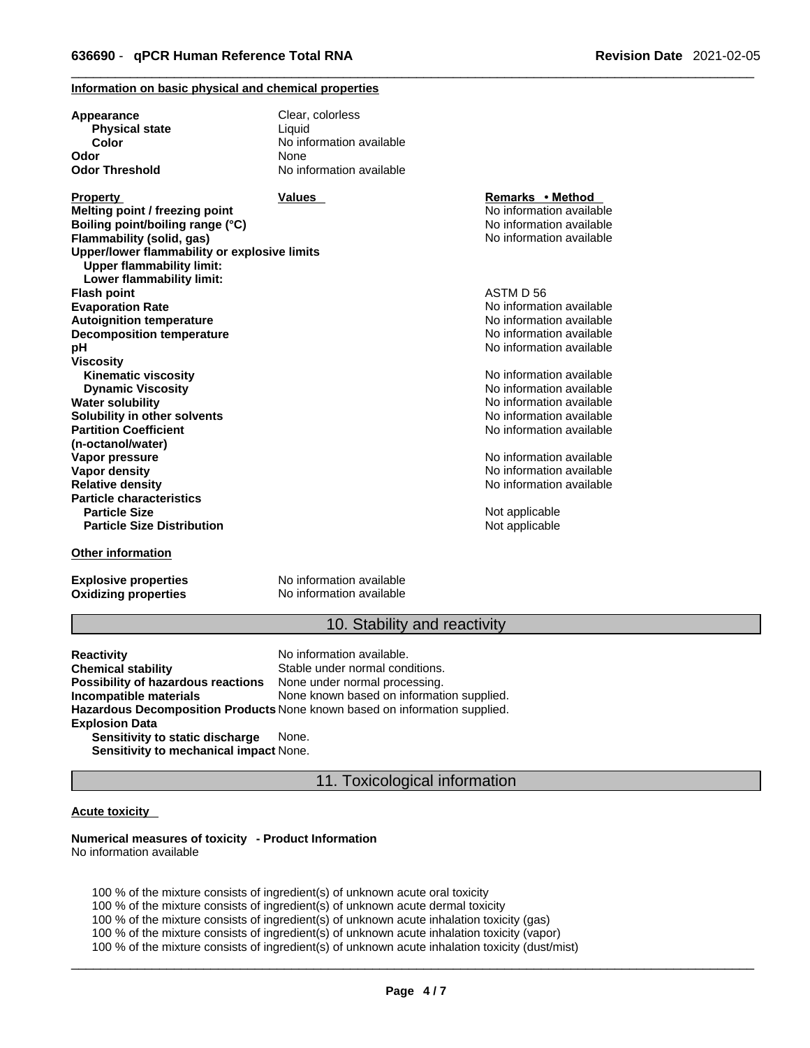**Information on basic physical and chemical properties**

| | |
|---|---|
| **Appearance** | Clear, colorless |
| **Physical state** | Liquid |
| **Color** | No information available |
| **Odor** | None |
| **Odor Threshold** | No information available |

| Property | Values | Remarks • Method |
|---|---|---|
| **Melting point / freezing point** | | No information available |
| **Boiling point/boiling range (°C)** | | No information available |
| **Flammability (solid, gas)** | | No information available |
| **Upper/lower flammability or explosive limits** | | |
| **Upper flammability limit:** | | |
| **Lower flammability limit:** | | |
| **Flash point** | | ASTM D 56 |
| **Evaporation Rate** | | No information available |
| **Autoignition temperature** | | No information available |
| **Decomposition temperature** | | No information available |
| **pH** | | No information available |
| **Viscosity** | | |
| **Kinematic viscosity** | | No information available |
| **Dynamic Viscosity** | | No information available |
| **Water solubility** | | No information available |
| **Solubility in other solvents** | | No information available |
| **Partition Coefficient (n-octanol/water)** | | No information available |
| **Vapor pressure** | | No information available |
| **Vapor density** | | No information available |
| **Relative density** | | No information available |
| **Particle characteristics** | | |
| **Particle Size** | | Not applicable |
| **Particle Size Distribution** | | Not applicable |

**Other information**

| | |
|---|---|
| **Explosive properties** | No information available |
| **Oxidizing properties** | No information available |

## 10. Stability and reactivity

| | |
|---|---|
| **Reactivity** | No information available. |
| **Chemical stability** | Stable under normal conditions. |
| **Possibility of hazardous reactions** | None under normal processing. |
| **Incompatible materials** | None known based on information supplied. |
| **Hazardous Decomposition Products** | None known based on information supplied. |
| **Explosion Data** | |
| **Sensitivity to static discharge** | None. |
| **Sensitivity to mechanical impact** | None. |

## 11. Toxicological information

**Acute toxicity**

**Numerical measures of toxicity - Product Information**
No information available

100 % of the mixture consists of ingredient(s) of unknown acute oral toxicity
100 % of the mixture consists of ingredient(s) of unknown acute dermal toxicity
100 % of the mixture consists of ingredient(s) of unknown acute inhalation toxicity (gas)
100 % of the mixture consists of ingredient(s) of unknown acute inhalation toxicity (vapor)
100 % of the mixture consists of ingredient(s) of unknown acute inhalation toxicity (dust/mist)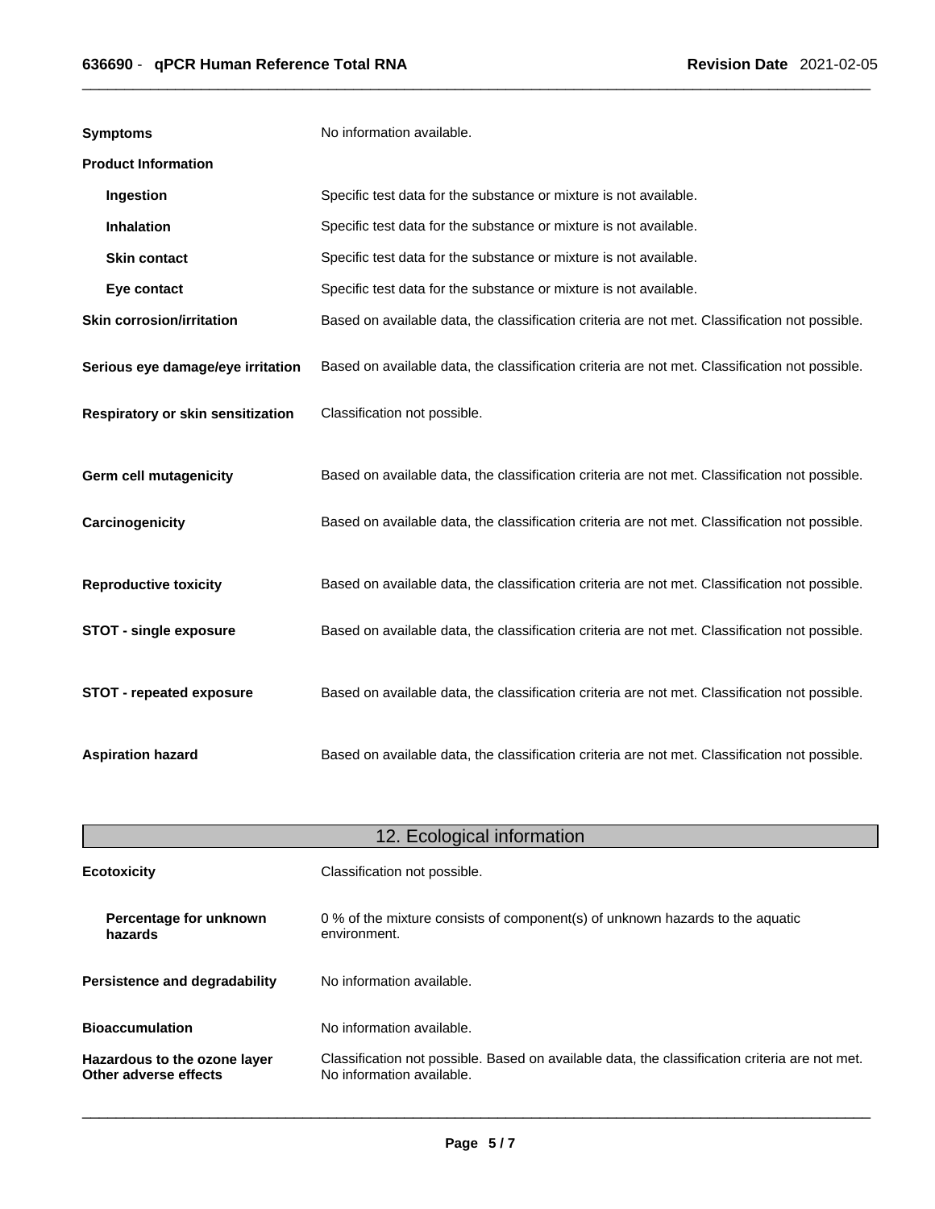**Symptoms** No information available.

**Product Information**

| | |
|---|---|
| **Ingestion** | Specific test data for the substance or mixture is not available. |
| **Inhalation** | Specific test data for the substance or mixture is not available. |
| **Skin contact** | Specific test data for the substance or mixture is not available. |
| **Eye contact** | Specific test data for the substance or mixture is not available. |
| **Skin corrosion/irritation** | Based on available data, the classification criteria are not met. Classification not possible. |
| **Serious eye damage/eye irritation** | Based on available data, the classification criteria are not met. Classification not possible. |
| **Respiratory or skin sensitization** | Classification not possible. |
| **Germ cell mutagenicity** | Based on available data, the classification criteria are not met. Classification not possible. |
| **Carcinogenicity** | Based on available data, the classification criteria are not met. Classification not possible. |
| **Reproductive toxicity** | Based on available data, the classification criteria are not met. Classification not possible. |
| **STOT - single exposure** | Based on available data, the classification criteria are not met. Classification not possible. |
| **STOT - repeated exposure** | Based on available data, the classification criteria are not met. Classification not possible. |
| **Aspiration hazard** | Based on available data, the classification criteria are not met. Classification not possible. |

## 12. Ecological information

| | |
|---|---|
| **Ecotoxicity** | Classification not possible. |
| **Percentage for unknown hazards** | 0 % of the mixture consists of component(s) of unknown hazards to the aquatic environment. |
| **Persistence and degradability** | No information available. |
| **Bioaccumulation** | No information available. |
| **Hazardous to the ozone layer** | Classification not possible. Based on available data, the classification criteria are not met. |
| **Other adverse effects** | No information available. |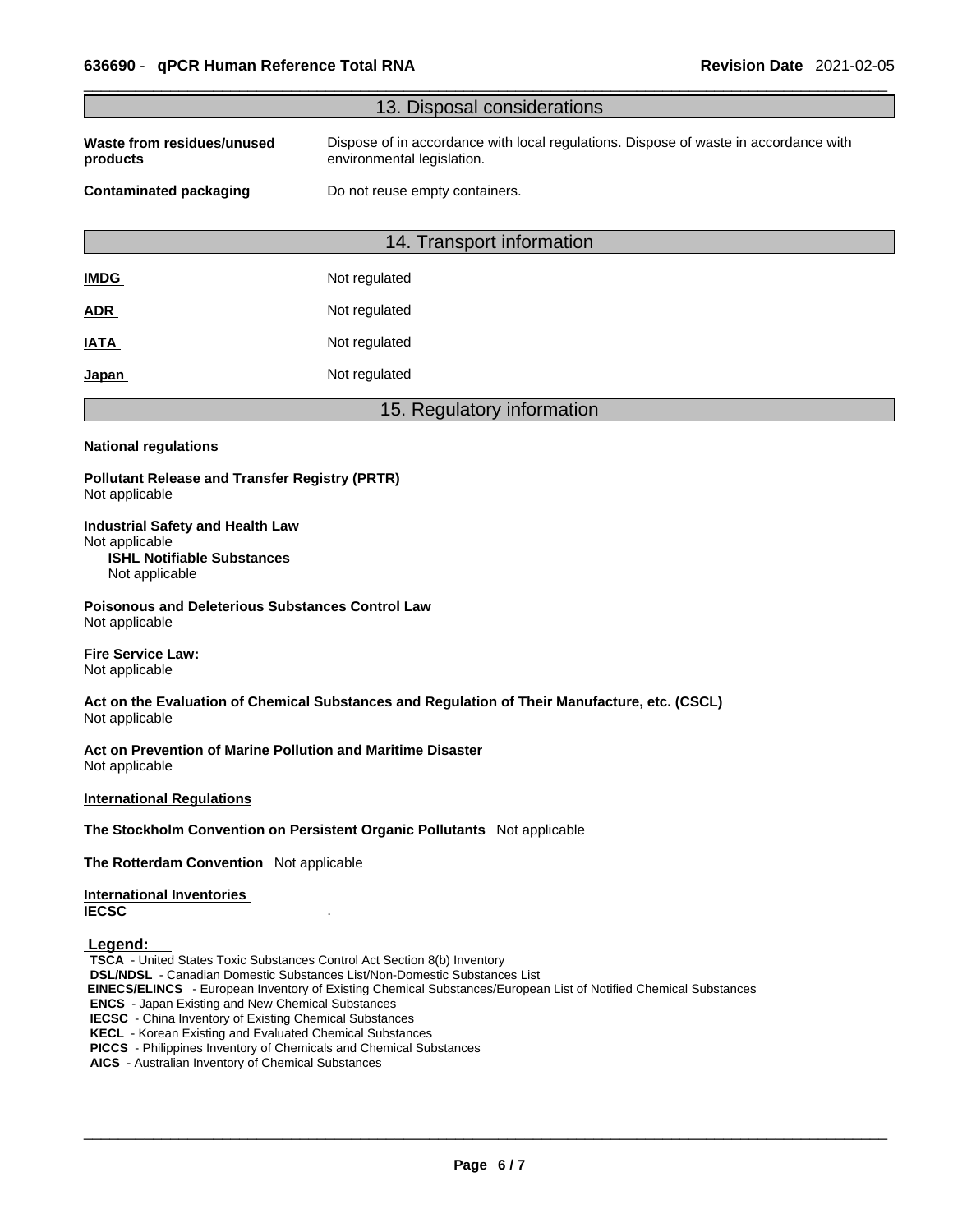## 13. Disposal considerations

| | |
|---|---|
| **Waste from residues/unused products** | Dispose of in accordance with local regulations. Dispose of waste in accordance with environmental legislation. |
| **Contaminated packaging** | Do not reuse empty containers. |

## 14. Transport information

| | |
|---|---|
| **IMDG** | Not regulated |
| **ADR** | Not regulated |
| **IATA** | Not regulated |
| **Japan** | Not regulated |

## 15. Regulatory information

**National regulations**

**Pollutant Release and Transfer Registry (PRTR)**
Not applicable

**Industrial Safety and Health Law**
Not applicable

**ISHL Notifiable Substances**
Not applicable

**Poisonous and Deleterious Substances Control Law**
Not applicable

**Fire Service Law:**
Not applicable

**Act on the Evaluation of Chemical Substances and Regulation of Their Manufacture, etc. (CSCL)**
Not applicable

**Act on Prevention of Marine Pollution and Maritime Disaster**
Not applicable

**International Regulations**

**The Stockholm Convention on Persistent Organic Pollutants** Not applicable

**The Rotterdam Convention** Not applicable

**International Inventories**

**IECSC** .

**Legend:**

**TSCA** - United States Toxic Substances Control Act Section 8(b) Inventory
**DSL/NDSL** - Canadian Domestic Substances List/Non-Domestic Substances List
**EINECS/ELINCS** - European Inventory of Existing Chemical Substances/European List of Notified Chemical Substances
**ENCS** - Japan Existing and New Chemical Substances
**IECSC** - China Inventory of Existing Chemical Substances
**KECL** - Korean Existing and Evaluated Chemical Substances
**PICCS** - Philippines Inventory of Chemicals and Chemical Substances
**AICS** - Australian Inventory of Chemical Substances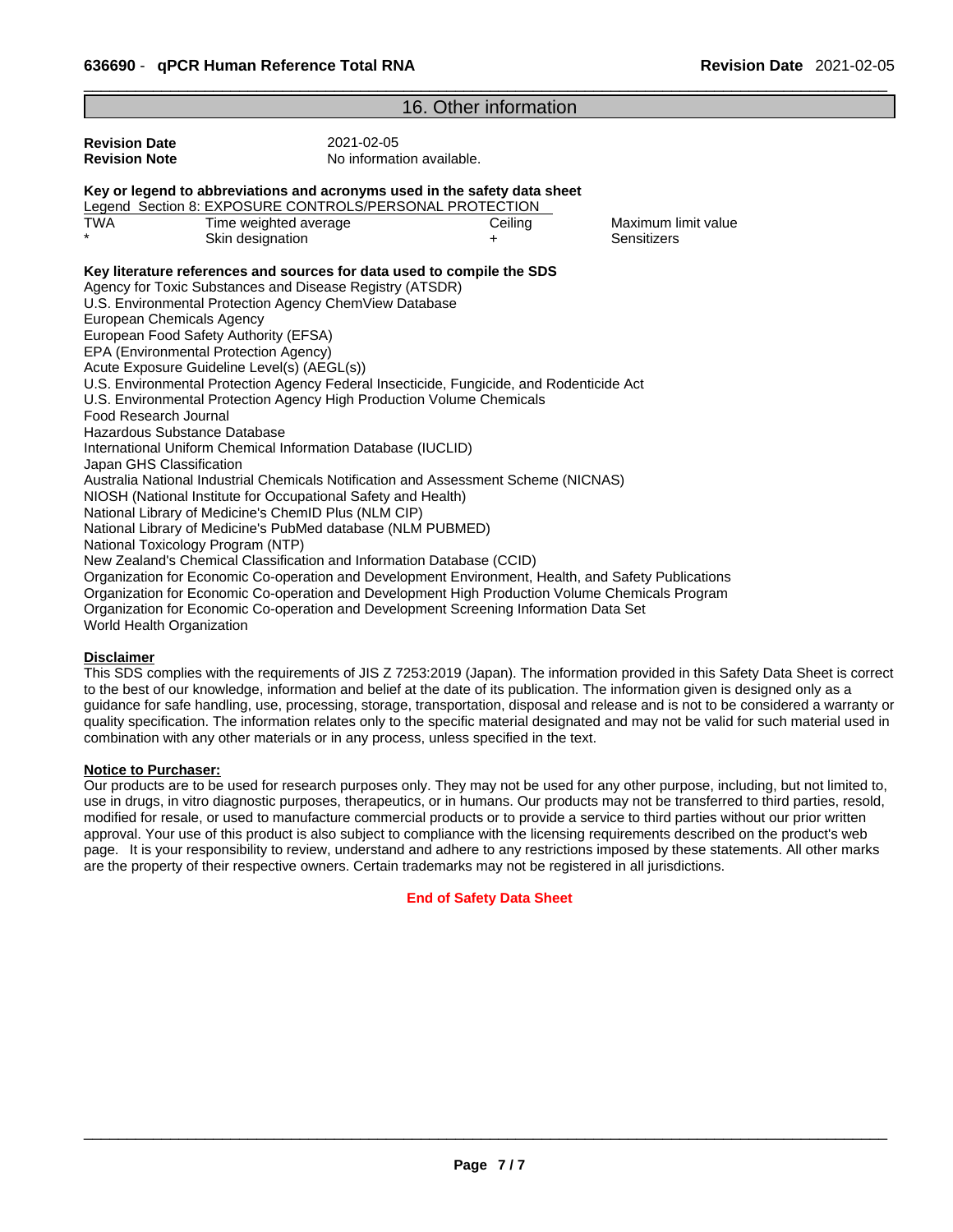## 16. Other information

**Revision Date** 2021-02-05
**Revision Note** No information available.

**Key or legend to abbreviations and acronyms used in the safety data sheet**

Legend Section 8: EXPOSURE CONTROLS/PERSONAL PROTECTION

| | | | |
|---|---|---|---|
| TWA | Time weighted average | Ceiling | Maximum limit value |
| * | Skin designation | + | Sensitizers |

**Key literature references and sources for data used to compile the SDS**

Agency for Toxic Substances and Disease Registry (ATSDR)
U.S. Environmental Protection Agency ChemView Database
European Chemicals Agency
European Food Safety Authority (EFSA)
EPA (Environmental Protection Agency)
Acute Exposure Guideline Level(s) (AEGL(s))
U.S. Environmental Protection Agency Federal Insecticide, Fungicide, and Rodenticide Act
U.S. Environmental Protection Agency High Production Volume Chemicals
Food Research Journal
Hazardous Substance Database
International Uniform Chemical Information Database (IUCLID)
Japan GHS Classification
Australia National Industrial Chemicals Notification and Assessment Scheme (NICNAS)
NIOSH (National Institute for Occupational Safety and Health)
National Library of Medicine's ChemID Plus (NLM CIP)
National Library of Medicine's PubMed database (NLM PUBMED)
National Toxicology Program (NTP)
New Zealand's Chemical Classification and Information Database (CCID)
Organization for Economic Co-operation and Development Environment, Health, and Safety Publications
Organization for Economic Co-operation and Development High Production Volume Chemicals Program
Organization for Economic Co-operation and Development Screening Information Data Set
World Health Organization

**Disclaimer**

This SDS complies with the requirements of JIS Z 7253:2019 (Japan). The information provided in this Safety Data Sheet is correct to the best of our knowledge, information and belief at the date of its publication. The information given is designed only as a guidance for safe handling, use, processing, storage, transportation, disposal and release and is not to be considered a warranty or quality specification. The information relates only to the specific material designated and may not be valid for such material used in combination with any other materials or in any process, unless specified in the text.

**Notice to Purchaser:**

Our products are to be used for research purposes only. They may not be used for any other purpose, including, but not limited to, use in drugs, in vitro diagnostic purposes, therapeutics, or in humans. Our products may not be transferred to third parties, resold, modified for resale, or used to manufacture commercial products or to provide a service to third parties without our prior written approval. Your use of this product is also subject to compliance with the licensing requirements described on the product's web page. It is your responsibility to review, understand and adhere to any restrictions imposed by these statements. All other marks are the property of their respective owners. Certain trademarks may not be registered in all jurisdictions.

**End of Safety Data Sheet**